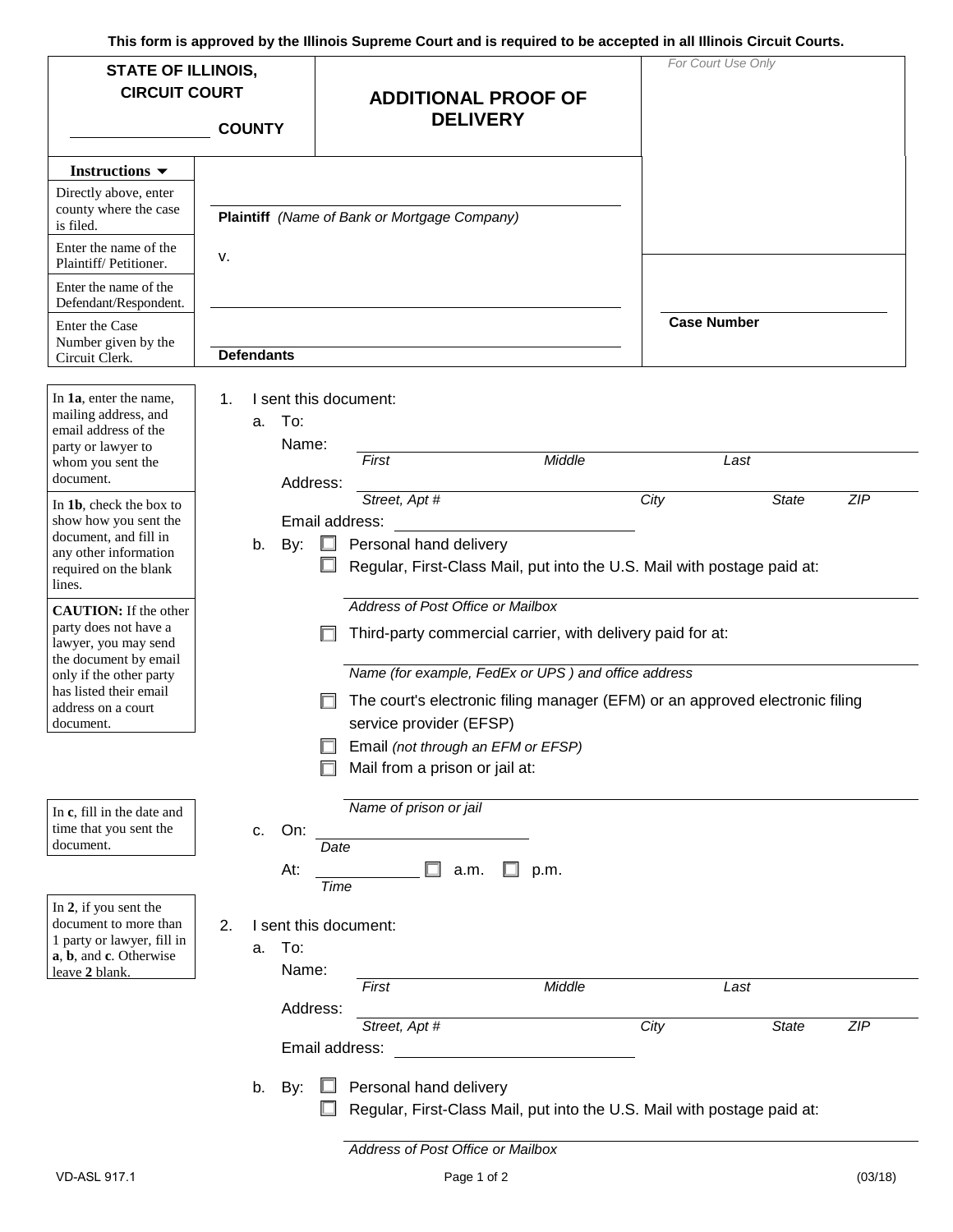This form is approved by the Illinois Supreme Court and is required to be accepted in all Illinois Circuit Courts.

| STATE OF ILLINOIS, CIRCUIT COURT ______________ COUNTY | **ADDITIONAL PROOF OF DELIVERY** | *For Court Use Only* |
|---|---|---|

| **Instructions ▼** | |
|---|---|
| Directly above, enter county where the case is filed. | |
| Enter the name of the Plaintiff/ Petitioner. | ______________________________ **Plaintiff** *(Name of Bank or Mortgage Company)* |
| Enter the name of the Defendant/Respondent. | v. ______________________________ |
| Enter the Case Number given by the Circuit Clerk. | ______________________________ **Defendants** |

______________________________
**Case Number**

> In **1a**, enter the name, mailing address, and email address of the party or lawyer to whom you sent the document.

> In **1b**, check the box to show how you sent the document, and fill in any other information required on the blank lines.

> **CAUTION:** If the other party does not have a lawyer, you may send the document by email only if the other party has listed their email address on a court document.

1. I sent this document:
   a. To:
      Name: ______________________________
      *First* *Middle* *Last*
      Address: ______________________________
      *Street, Apt #* *City* *State* *ZIP*
      Email address: ______________________________
   b. By:
      ☐ Personal hand delivery
      ☐ Regular, First-Class Mail, put into the U.S. Mail with postage paid at:
      ______________________________
      *Address of Post Office or Mailbox*
      ☐ Third-party commercial carrier, with delivery paid for at:
      ______________________________
      *Name (for example, FedEx or UPS ) and office address*
      ☐ The court's electronic filing manager (EFM) or an approved electronic filing service provider (EFSP)
      ☐ Email *(not through an EFM or EFSP)*
      ☐ Mail from a prison or jail at:
      ______________________________
      *Name of prison or jail*

> In **c**, fill in the date and time that you sent the document.

   c. On: ______________________________
      *Date*
      At: ______________ ☐ a.m. ☐ p.m.
      *Time*

> In **2**, if you sent the document to more than 1 party or lawyer, fill in **a**, **b**, and **c**. Otherwise leave **2** blank.

2. I sent this document:
   a. To:
      Name: ______________________________
      *First* *Middle* *Last*
      Address: ______________________________
      *Street, Apt #* *City* *State* *ZIP*
      Email address: ______________________________
   b. By:
      ☐ Personal hand delivery
      ☐ Regular, First-Class Mail, put into the U.S. Mail with postage paid at:
      ______________________________
      *Address of Post Office or Mailbox*

VD-ASL 917.1 (03/18)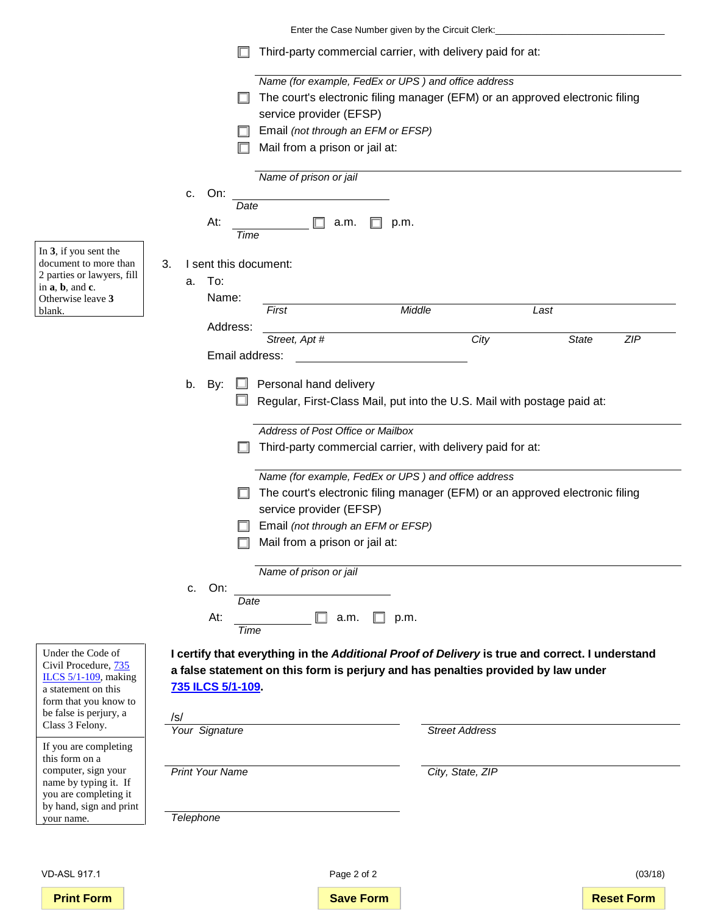Enter the Case Number given by the Circuit Clerk: _______________

- ☐ Third-party commercial carrier, with delivery paid for at:

  _______________
  *Name (for example, FedEx or UPS ) and office address*
- ☐ The court's electronic filing manager (EFM) or an approved electronic filing service provider (EFSP)
- ☐ Email *(not through an EFM or EFSP)*
- ☐ Mail from a prison or jail at:

  _______________
  *Name of prison or jail*

c. On: _______________
*Date*

At: _______________ ☐ a.m. ☐ p.m.
*Time*

In **3**, if you sent the document to more than 2 parties or lawyers, fill in **a**, **b**, and **c**. Otherwise leave **3** blank.

3. I sent this document:

a. To:

Name: _______________
*First* *Middle* *Last*

Address: _______________
*Street, Apt #* *City* *State* *ZIP*

Email address: _______________

b. By:
- ☐ Personal hand delivery
- ☐ Regular, First-Class Mail, put into the U.S. Mail with postage paid at:

  _______________
  *Address of Post Office or Mailbox*
- ☐ Third-party commercial carrier, with delivery paid for at:

  _______________
  *Name (for example, FedEx or UPS ) and office address*
- ☐ The court's electronic filing manager (EFM) or an approved electronic filing service provider (EFSP)
- ☐ Email *(not through an EFM or EFSP)*
- ☐ Mail from a prison or jail at:

  _______________
  *Name of prison or jail*

c. On: _______________
*Date*

At: _______________ ☐ a.m. ☐ p.m.
*Time*

Under the Code of Civil Procedure, 735 ILCS 5/1-109, making a statement on this form that you know to be false is perjury, a Class 3 Felony.

**I certify that everything in the *Additional Proof of Delivery* is true and correct. I understand a false statement on this form is perjury and has penalties provided by law under 735 ILCS 5/1-109.**

If you are completing this form on a computer, sign your name by typing it. If you are completing it by hand, sign and print your name.

/s/ _______________
*Your Signature*

_______________
*Street Address*

_______________
*Print Your Name*

_______________
*City, State, ZIP*

_______________
*Telephone*

VD-ASL 917.1 (03/18)

Print Form Save Form Reset Form